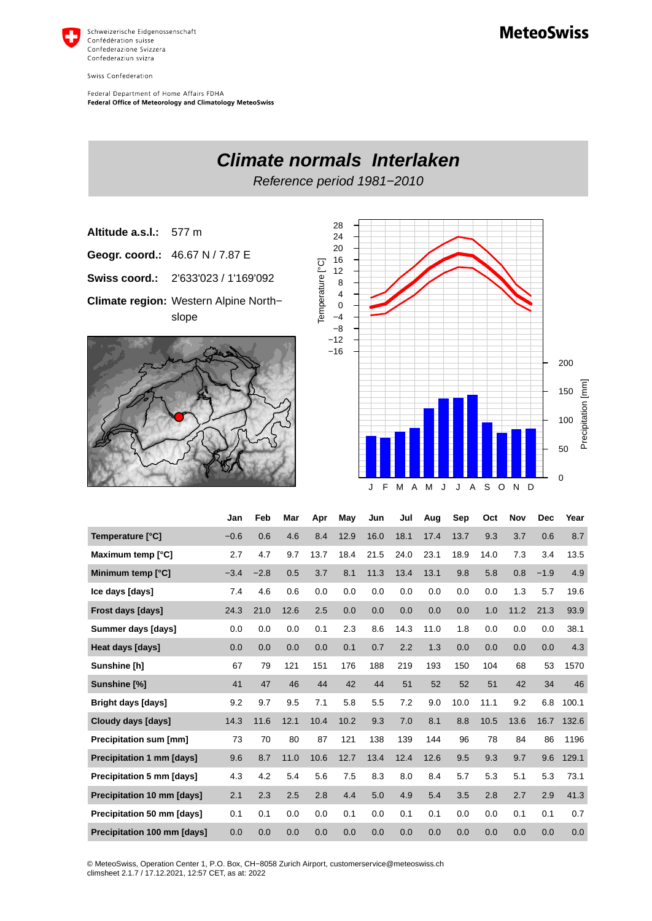Schweizerische Eidgenossenschaft
Confédération suisse
Confederazione Svizzera
Confederaziun svizra

Swiss Confederation

Federal Department of Home Affairs FDHA
**Federal Office of Meteorology and Climatology MeteoSwiss**

**MeteoSwiss**

# *Climate normals Interlaken*

*Reference period 1981−2010*

**Altitude a.s.l.:** 577 m

**Geogr. coord.:** 46.67 N / 7.87 E

**Swiss coord.:** 2'633'023 / 1'169'092

**Climate region:** Western Alpine North−slope

| | Jan | Feb | Mar | Apr | May | Jun | Jul | Aug | Sep | Oct | Nov | Dec | Year |
|---|---|---|---|---|---|---|---|---|---|---|---|---|---|
| **Temperature [°C]** | −0.6 | 0.6 | 4.6 | 8.4 | 12.9 | 16.0 | 18.1 | 17.4 | 13.7 | 9.3 | 3.7 | 0.6 | 8.7 |
| **Maximum temp [°C]** | 2.7 | 4.7 | 9.7 | 13.7 | 18.4 | 21.5 | 24.0 | 23.1 | 18.9 | 14.0 | 7.3 | 3.4 | 13.5 |
| **Minimum temp [°C]** | −3.4 | −2.8 | 0.5 | 3.7 | 8.1 | 11.3 | 13.4 | 13.1 | 9.8 | 5.8 | 0.8 | −1.9 | 4.9 |
| **Ice days [days]** | 7.4 | 4.6 | 0.6 | 0.0 | 0.0 | 0.0 | 0.0 | 0.0 | 0.0 | 0.0 | 1.3 | 5.7 | 19.6 |
| **Frost days [days]** | 24.3 | 21.0 | 12.6 | 2.5 | 0.0 | 0.0 | 0.0 | 0.0 | 0.0 | 1.0 | 11.2 | 21.3 | 93.9 |
| **Summer days [days]** | 0.0 | 0.0 | 0.0 | 0.1 | 2.3 | 8.6 | 14.3 | 11.0 | 1.8 | 0.0 | 0.0 | 0.0 | 38.1 |
| **Heat days [days]** | 0.0 | 0.0 | 0.0 | 0.0 | 0.1 | 0.7 | 2.2 | 1.3 | 0.0 | 0.0 | 0.0 | 0.0 | 4.3 |
| **Sunshine [h]** | 67 | 79 | 121 | 151 | 176 | 188 | 219 | 193 | 150 | 104 | 68 | 53 | 1570 |
| **Sunshine [%]** | 41 | 47 | 46 | 44 | 42 | 44 | 51 | 52 | 52 | 51 | 42 | 34 | 46 |
| **Bright days [days]** | 9.2 | 9.7 | 9.5 | 7.1 | 5.8 | 5.5 | 7.2 | 9.0 | 10.0 | 11.1 | 9.2 | 6.8 | 100.1 |
| **Cloudy days [days]** | 14.3 | 11.6 | 12.1 | 10.4 | 10.2 | 9.3 | 7.0 | 8.1 | 8.8 | 10.5 | 13.6 | 16.7 | 132.6 |
| **Precipitation sum [mm]** | 73 | 70 | 80 | 87 | 121 | 138 | 139 | 144 | 96 | 78 | 84 | 86 | 1196 |
| **Precipitation 1 mm [days]** | 9.6 | 8.7 | 11.0 | 10.6 | 12.7 | 13.4 | 12.4 | 12.6 | 9.5 | 9.3 | 9.7 | 9.6 | 129.1 |
| **Precipitation 5 mm [days]** | 4.3 | 4.2 | 5.4 | 5.6 | 7.5 | 8.3 | 8.0 | 8.4 | 5.7 | 5.3 | 5.1 | 5.3 | 73.1 |
| **Precipitation 10 mm [days]** | 2.1 | 2.3 | 2.5 | 2.8 | 4.4 | 5.0 | 4.9 | 5.4 | 3.5 | 2.8 | 2.7 | 2.9 | 41.3 |
| **Precipitation 50 mm [days]** | 0.1 | 0.1 | 0.0 | 0.0 | 0.1 | 0.0 | 0.1 | 0.1 | 0.0 | 0.0 | 0.1 | 0.1 | 0.7 |
| **Precipitation 100 mm [days]** | 0.0 | 0.0 | 0.0 | 0.0 | 0.0 | 0.0 | 0.0 | 0.0 | 0.0 | 0.0 | 0.0 | 0.0 | 0.0 |

© MeteoSwiss, Operation Center 1, P.O. Box, CH−8058 Zurich Airport, customerservice@meteoswiss.ch
climsheet 2.1.7 / 17.12.2021, 12:57 CET, as at: 2022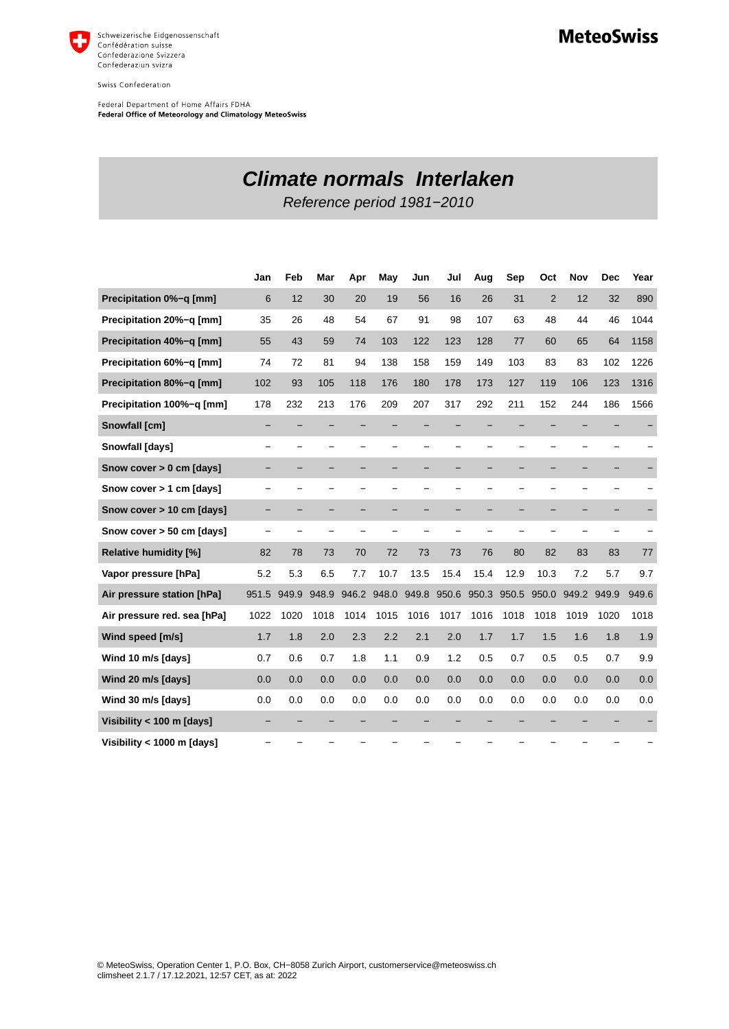Schweizerische Eidgenossenschaft
Confédération suisse
Confederazione Svizzera
Confederaziun svizra

Swiss Confederation

Federal Department of Home Affairs FDHA
**Federal Office of Meteorology and Climatology MeteoSwiss**

**MeteoSwiss**

# *Climate normals Interlaken*

*Reference period 1981−2010*

| | Jan | Feb | Mar | Apr | May | Jun | Jul | Aug | Sep | Oct | Nov | Dec | Year |
|---|---|---|---|---|---|---|---|---|---|---|---|---|---|
| **Precipitation 0%−q [mm]** | 6 | 12 | 30 | 20 | 19 | 56 | 16 | 26 | 31 | 2 | 12 | 32 | 890 |
| **Precipitation 20%−q [mm]** | 35 | 26 | 48 | 54 | 67 | 91 | 98 | 107 | 63 | 48 | 44 | 46 | 1044 |
| **Precipitation 40%−q [mm]** | 55 | 43 | 59 | 74 | 103 | 122 | 123 | 128 | 77 | 60 | 65 | 64 | 1158 |
| **Precipitation 60%−q [mm]** | 74 | 72 | 81 | 94 | 138 | 158 | 159 | 149 | 103 | 83 | 83 | 102 | 1226 |
| **Precipitation 80%−q [mm]** | 102 | 93 | 105 | 118 | 176 | 180 | 178 | 173 | 127 | 119 | 106 | 123 | 1316 |
| **Precipitation 100%−q [mm]** | 178 | 232 | 213 | 176 | 209 | 207 | 317 | 292 | 211 | 152 | 244 | 186 | 1566 |
| **Snowfall [cm]** | – | – | – | – | – | – | – | – | – | – | – | – | – |
| **Snowfall [days]** | – | – | – | – | – | – | – | – | – | – | – | – | – |
| **Snow cover > 0 cm [days]** | – | – | – | – | – | – | – | – | – | – | – | – | – |
| **Snow cover > 1 cm [days]** | – | – | – | – | – | – | – | – | – | – | – | – | – |
| **Snow cover > 10 cm [days]** | – | – | – | – | – | – | – | – | – | – | – | – | – |
| **Snow cover > 50 cm [days]** | – | – | – | – | – | – | – | – | – | – | – | – | – |
| **Relative humidity [%]** | 82 | 78 | 73 | 70 | 72 | 73 | 73 | 76 | 80 | 82 | 83 | 83 | 77 |
| **Vapor pressure [hPa]** | 5.2 | 5.3 | 6.5 | 7.7 | 10.7 | 13.5 | 15.4 | 15.4 | 12.9 | 10.3 | 7.2 | 5.7 | 9.7 |
| **Air pressure station [hPa]** | 951.5 | 949.9 | 948.9 | 946.2 | 948.0 | 949.8 | 950.6 | 950.3 | 950.5 | 950.0 | 949.2 | 949.9 | 949.6 |
| **Air pressure red. sea [hPa]** | 1022 | 1020 | 1018 | 1014 | 1015 | 1016 | 1017 | 1016 | 1018 | 1018 | 1019 | 1020 | 1018 |
| **Wind speed [m/s]** | 1.7 | 1.8 | 2.0 | 2.3 | 2.2 | 2.1 | 2.0 | 1.7 | 1.7 | 1.5 | 1.6 | 1.8 | 1.9 |
| **Wind 10 m/s [days]** | 0.7 | 0.6 | 0.7 | 1.8 | 1.1 | 0.9 | 1.2 | 0.5 | 0.7 | 0.5 | 0.5 | 0.7 | 9.9 |
| **Wind 20 m/s [days]** | 0.0 | 0.0 | 0.0 | 0.0 | 0.0 | 0.0 | 0.0 | 0.0 | 0.0 | 0.0 | 0.0 | 0.0 | 0.0 |
| **Wind 30 m/s [days]** | 0.0 | 0.0 | 0.0 | 0.0 | 0.0 | 0.0 | 0.0 | 0.0 | 0.0 | 0.0 | 0.0 | 0.0 | 0.0 |
| **Visibility < 100 m [days]** | – | – | – | – | – | – | – | – | – | – | – | – | – |
| **Visibility < 1000 m [days]** | – | – | – | – | – | – | – | – | – | – | – | – | – |

© MeteoSwiss, Operation Center 1, P.O. Box, CH−8058 Zurich Airport, customerservice@meteoswiss.ch
climsheet 2.1.7 / 17.12.2021, 12:57 CET, as at: 2022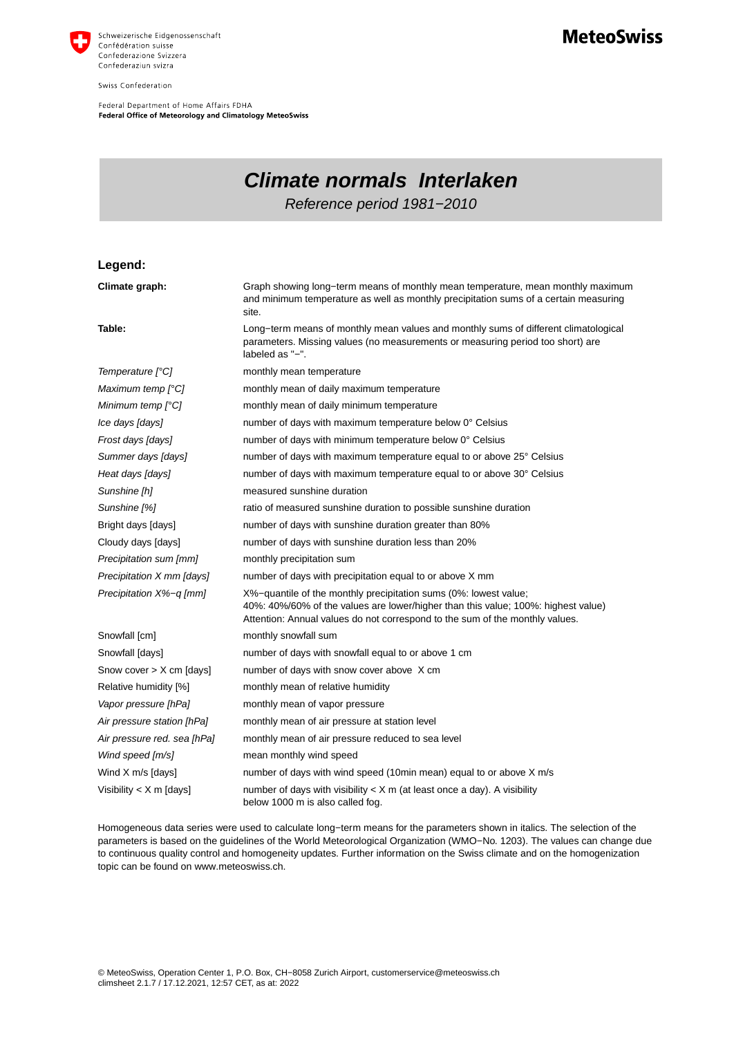Schweizerische Eidgenossenschaft
Confédération suisse
Confederazione Svizzera
Confederaziun svizra

Swiss Confederation

Federal Department of Home Affairs FDHA
**Federal Office of Meteorology and Climatology MeteoSwiss**

**MeteoSwiss**

# *Climate normals Interlaken*

*Reference period 1981−2010*

## Legend:

| | |
|---|---|
| **Climate graph:** | Graph showing long−term means of monthly mean temperature, mean monthly maximum and minimum temperature as well as monthly precipitation sums of a certain measuring site. |
| **Table:** | Long−term means of monthly mean values and monthly sums of different climatological parameters. Missing values (no measurements or measuring period too short) are labeled as "−". |
| *Temperature [°C]* | monthly mean temperature |
| *Maximum temp [°C]* | monthly mean of daily maximum temperature |
| *Minimum temp [°C]* | monthly mean of daily minimum temperature |
| *Ice days [days]* | number of days with maximum temperature below 0° Celsius |
| *Frost days [days]* | number of days with minimum temperature below 0° Celsius |
| *Summer days [days]* | number of days with maximum temperature equal to or above 25° Celsius |
| *Heat days [days]* | number of days with maximum temperature equal to or above 30° Celsius |
| *Sunshine [h]* | measured sunshine duration |
| *Sunshine [%]* | ratio of measured sunshine duration to possible sunshine duration |
| Bright days [days] | number of days with sunshine duration greater than 80% |
| Cloudy days [days] | number of days with sunshine duration less than 20% |
| *Precipitation sum [mm]* | monthly precipitation sum |
| *Precipitation X mm [days]* | number of days with precipitation equal to or above X mm |
| *Precipitation X%−q [mm]* | X%−quantile of the monthly precipitation sums (0%: lowest value; 40%: 40%/60% of the values are lower/higher than this value; 100%: highest value) Attention: Annual values do not correspond to the sum of the monthly values. |
| Snowfall [cm] | monthly snowfall sum |
| Snowfall [days] | number of days with snowfall equal to or above 1 cm |
| Snow cover > X cm [days] | number of days with snow cover above X cm |
| Relative humidity [%] | monthly mean of relative humidity |
| *Vapor pressure [hPa]* | monthly mean of vapor pressure |
| *Air pressure station [hPa]* | monthly mean of air pressure at station level |
| *Air pressure red. sea [hPa]* | monthly mean of air pressure reduced to sea level |
| *Wind speed [m/s]* | mean monthly wind speed |
| Wind X m/s [days] | number of days with wind speed (10min mean) equal to or above X m/s |
| Visibility < X m [days] | number of days with visibility < X m (at least once a day). A visibility below 1000 m is also called fog. |

Homogeneous data series were used to calculate long−term means for the parameters shown in italics. The selection of the parameters is based on the guidelines of the World Meteorological Organization (WMO−No. 1203). The values can change due to continuous quality control and homogeneity updates. Further information on the Swiss climate and on the homogenization topic can be found on www.meteoswiss.ch.

© MeteoSwiss, Operation Center 1, P.O. Box, CH−8058 Zurich Airport, customerservice@meteoswiss.ch
climsheet 2.1.7 / 17.12.2021, 12:57 CET, as at: 2022